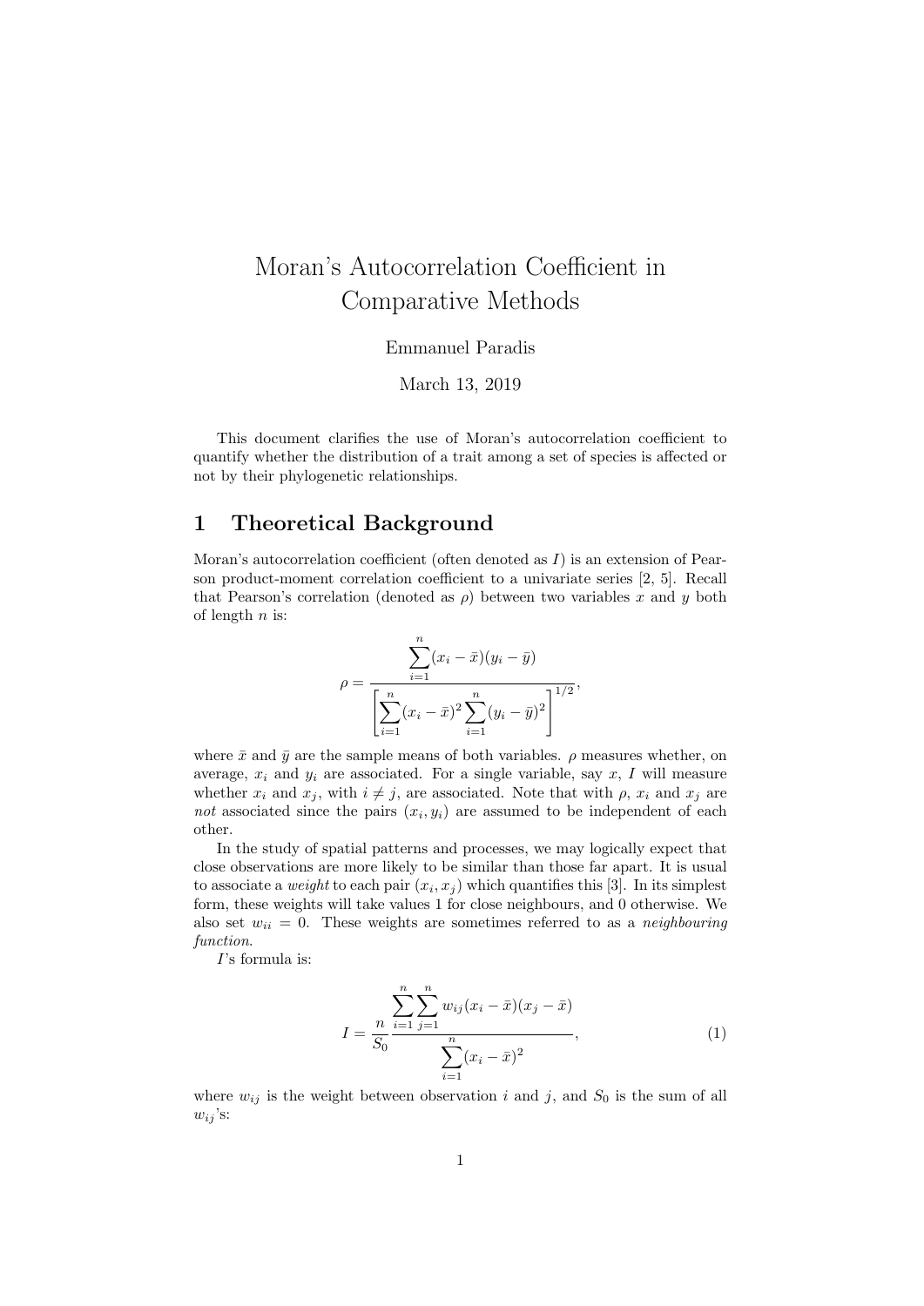# Moran's Autocorrelation Coefficient in Comparative Methods

Emmanuel Paradis

March 13, 2019

This document clarifies the use of Moran's autocorrelation coefficient to quantify whether the distribution of a trait among a set of species is affected or not by their phylogenetic relationships.

## 1 Theoretical Background

Moran's autocorrelation coefficient (often denoted as $I$) is an extension of Pearson product-moment correlation coefficient to a univariate series [2, 5]. Recall that Pearson's correlation (denoted as $\rho$) between two variables $x$ and $y$ both of length $n$ is:

$$\rho = \frac{\displaystyle\sum_{i=1}^{n}(x_i - \bar{x})(y_i - \bar{y})}{\left[\displaystyle\sum_{i=1}^{n}(x_i - \bar{x})^2 \sum_{i=1}^{n}(y_i - \bar{y})^2\right]^{1/2}},$$

where $\bar{x}$ and $\bar{y}$ are the sample means of both variables. $\rho$ measures whether, on average, $x_i$ and $y_i$ are associated. For a single variable, say $x$, $I$ will measure whether $x_i$ and $x_j$, with $i \neq j$, are associated. Note that with $\rho$, $x_i$ and $x_j$ are *not* associated since the pairs $(x_i, y_i)$ are assumed to be independent of each other.

In the study of spatial patterns and processes, we may logically expect that close observations are more likely to be similar than those far apart. It is usual to associate a *weight* to each pair $(x_i, x_j)$ which quantifies this [3]. In its simplest form, these weights will take values 1 for close neighbours, and 0 otherwise. We also set $w_{ii} = 0$. These weights are sometimes referred to as a *neighbouring function*.

$I$'s formula is:

$$I = \frac{n}{S_0} \frac{\displaystyle\sum_{i=1}^{n}\sum_{j=1}^{n} w_{ij}(x_i - \bar{x})(x_j - \bar{x})}{\displaystyle\sum_{i=1}^{n}(x_i - \bar{x})^2}, \tag{1}$$

where $w_{ij}$ is the weight between observation $i$ and $j$, and $S_0$ is the sum of all $w_{ij}$'s: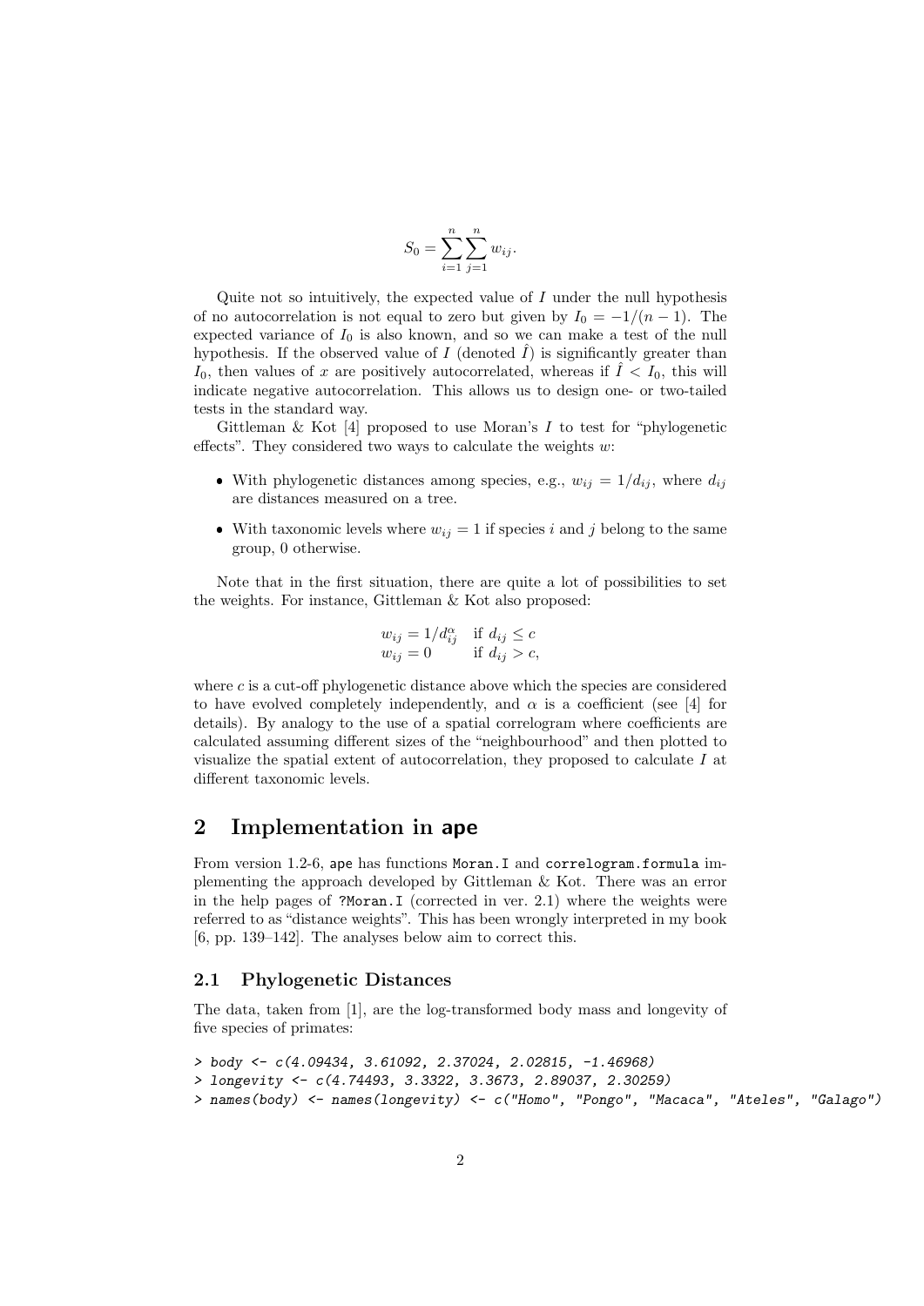$$S_0 = \sum_{i=1}^{n} \sum_{j=1}^{n} w_{ij}.$$

Quite not so intuitively, the expected value of $I$ under the null hypothesis of no autocorrelation is not equal to zero but given by $I_0 = -1/(n-1)$. The expected variance of $I_0$ is also known, and so we can make a test of the null hypothesis. If the observed value of $I$ (denoted $\hat{I}$) is significantly greater than $I_0$, then values of $x$ are positively autocorrelated, whereas if $\hat{I} < I_0$, this will indicate negative autocorrelation. This allows us to design one- or two-tailed tests in the standard way.

Gittleman & Kot [4] proposed to use Moran's $I$ to test for "phylogenetic effects". They considered two ways to calculate the weights $w$:

- With phylogenetic distances among species, e.g., $w_{ij} = 1/d_{ij}$, where $d_{ij}$ are distances measured on a tree.
- With taxonomic levels where $w_{ij} = 1$ if species $i$ and $j$ belong to the same group, 0 otherwise.

Note that in the first situation, there are quite a lot of possibilities to set the weights. For instance, Gittleman & Kot also proposed:

$$\begin{array}{ll} w_{ij} = 1/d_{ij}^{\alpha} & \text{if } d_{ij} \leq c \\ w_{ij} = 0 & \text{if } d_{ij} > c, \end{array}$$

where $c$ is a cut-off phylogenetic distance above which the species are considered to have evolved completely independently, and $\alpha$ is a coefficient (see [4] for details). By analogy to the use of a spatial correlogram where coefficients are calculated assuming different sizes of the "neighbourhood" and then plotted to visualize the spatial extent of autocorrelation, they proposed to calculate $I$ at different taxonomic levels.

## 2 Implementation in ape

From version 1.2-6, ape has functions Moran.I and correlogram.formula implementing the approach developed by Gittleman & Kot. There was an error in the help pages of ?Moran.I (corrected in ver. 2.1) where the weights were referred to as "distance weights". This has been wrongly interpreted in my book [6, pp. 139–142]. The analyses below aim to correct this.

### 2.1 Phylogenetic Distances

The data, taken from [1], are the log-transformed body mass and longevity of five species of primates:

```
> body <- c(4.09434, 3.61092, 2.37024, 2.02815, -1.46968)
> longevity <- c(4.74493, 3.3322, 3.3673, 2.89037, 2.30259)
> names(body) <- names(longevity) <- c("Homo", "Pongo", "Macaca", "Ateles", "Galago")
```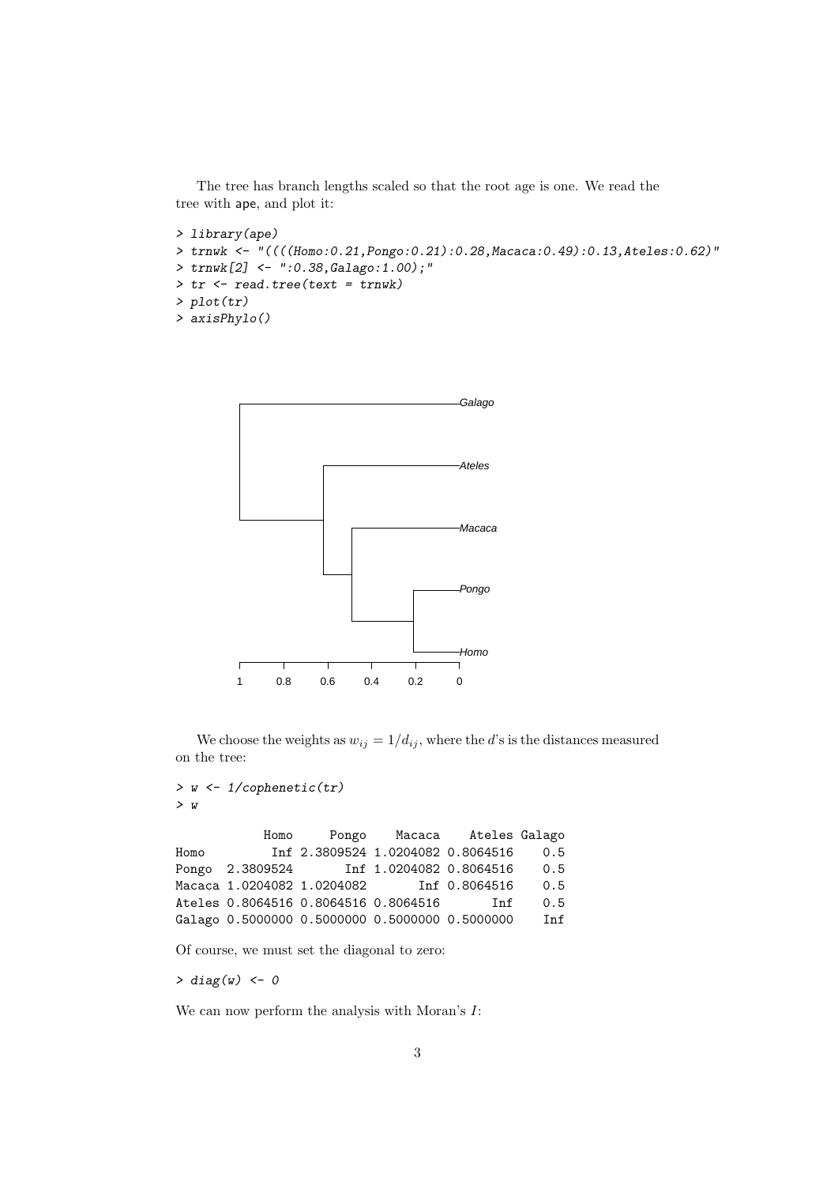The tree has branch lengths scaled so that the root age is one. We read the tree with ape, and plot it:

```
> library(ape)
> trnwk <- "((((Homo:0.21,Pongo:0.21):0.28,Macaca:0.49):0.13,Ateles:0.62)"
> trnwk[2] <- ":0.38,Galago:1.00);"
> tr <- read.tree(text = trnwk)
> plot(tr)
> axisPhylo()
```

We choose the weights as $w_{ij} = 1/d_{ij}$, where the $d$'s is the distances measured on the tree:

```
> w <- 1/cophenetic(tr)
> w
```

```
            Homo     Pongo    Macaca    Ateles Galago
Homo         Inf 2.3809524 1.0204082 0.8064516    0.5
Pongo  2.3809524       Inf 1.0204082 0.8064516    0.5
Macaca 1.0204082 1.0204082       Inf 0.8064516    0.5
Ateles 0.8064516 0.8064516 0.8064516       Inf    0.5
Galago 0.5000000 0.5000000 0.5000000 0.5000000    Inf
```

Of course, we must set the diagonal to zero:

```
> diag(w) <- 0
```

We can now perform the analysis with Moran's $I$: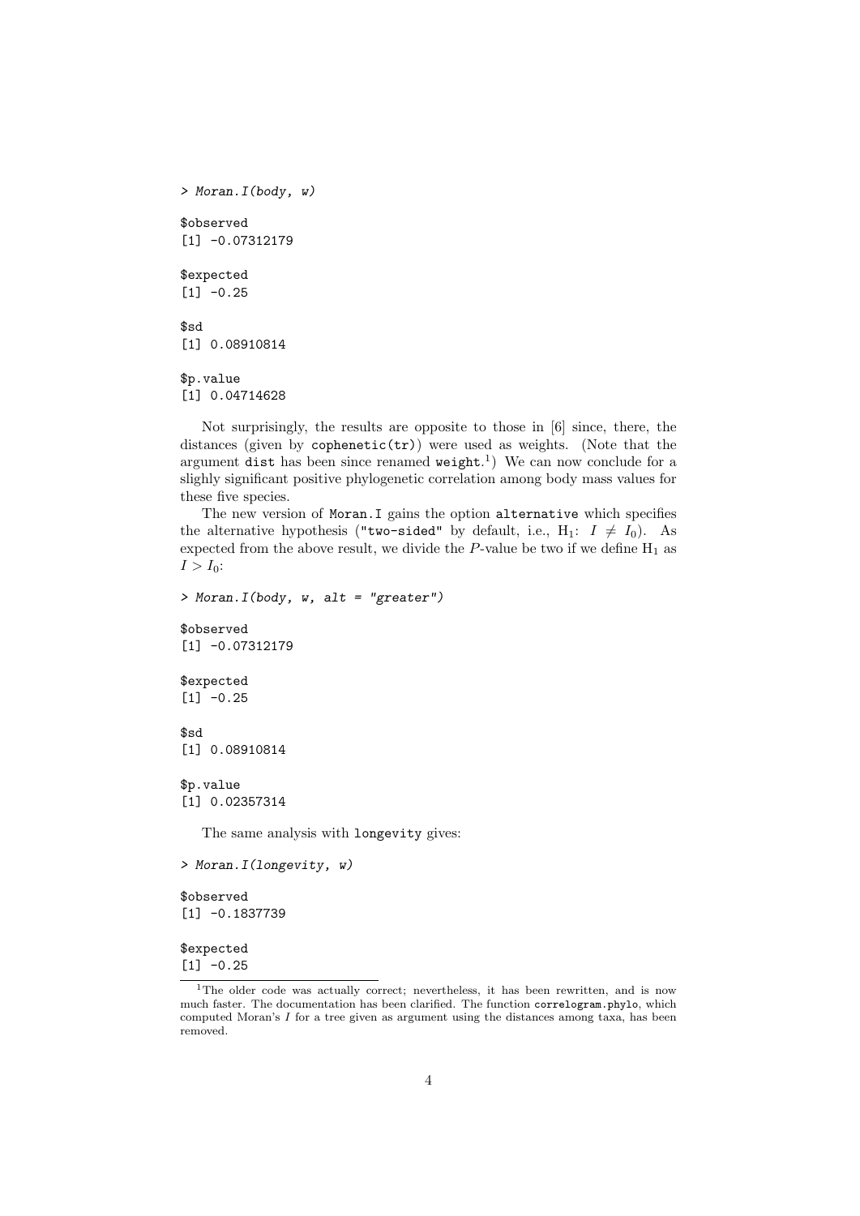```
> Moran.I(body, w)

$observed
[1] -0.07312179

$expected
[1] -0.25

$sd
[1] 0.08910814

$p.value
[1] 0.04714628
```

Not surprisingly, the results are opposite to those in [6] since, there, the distances (given by `cophenetic(tr)`) were used as weights. (Note that the argument `dist` has been since renamed `weight`.[1]) We can now conclude for a slighly significant positive phylogenetic correlation among body mass values for these five species.

The new version of `Moran.I` gains the option `alternative` which specifies the alternative hypothesis (`"two-sided"` by default, i.e., $H_1$: $I \neq I_0$). As expected from the above result, we divide the $P$-value be two if we define $H_1$ as $I > I_0$:

```
> Moran.I(body, w, alt = "greater")

$observed
[1] -0.07312179

$expected
[1] -0.25

$sd
[1] 0.08910814

$p.value
[1] 0.02357314
```

The same analysis with `longevity` gives:

```
> Moran.I(longevity, w)

$observed
[1] -0.1837739

$expected
[1] -0.25
```

[1] The older code was actually correct; nevertheless, it has been rewritten, and is now much faster. The documentation has been clarified. The function `correlogram.phylo`, which computed Moran's $I$ for a tree given as argument using the distances among taxa, has been removed.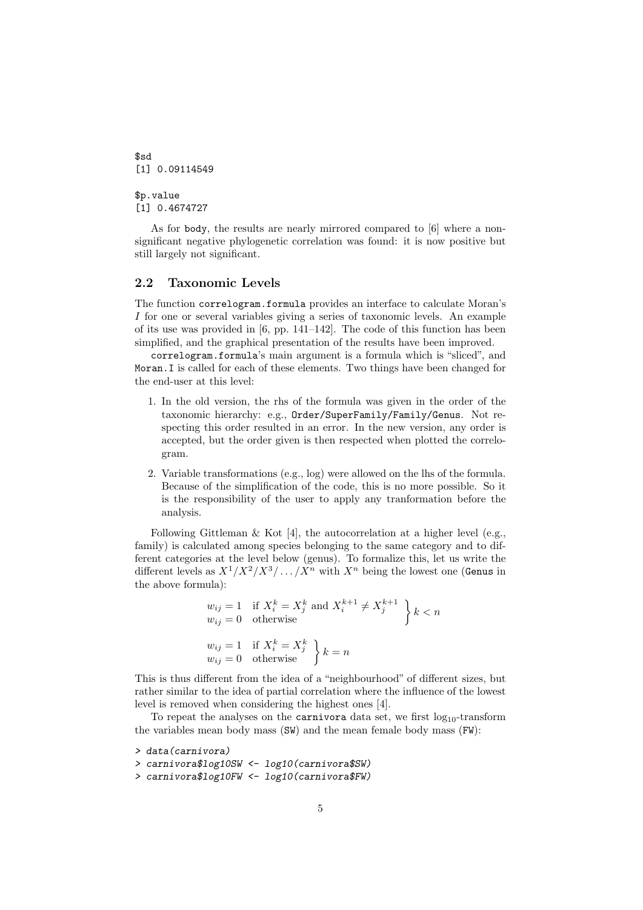```
$sd
[1] 0.09114549

$p.value
[1] 0.4674727
```

As for `body`, the results are nearly mirrored compared to [6] where a non-significant negative phylogenetic correlation was found: it is now positive but still largely not significant.

### 2.2 Taxonomic Levels

The function `correlogram.formula` provides an interface to calculate Moran's $I$ for one or several variables giving a series of taxonomic levels. An example of its use was provided in [6, pp. 141–142]. The code of this function has been simplified, and the graphical presentation of the results have been improved.

`correlogram.formula`'s main argument is a formula which is "sliced", and `Moran.I` is called for each of these elements. Two things have been changed for the end-user at this level:

1. In the old version, the rhs of the formula was given in the order of the taxonomic hierarchy: e.g., `Order/SuperFamily/Family/Genus`. Not respecting this order resulted in an error. In the new version, any order is accepted, but the order given is then respected when plotted the correlogram.
2. Variable transformations (e.g., log) were allowed on the lhs of the formula. Because of the simplification of the code, this is no more possible. So it is the responsibility of the user to apply any tranformation before the analysis.

Following Gittleman & Kot [4], the autocorrelation at a higher level (e.g., family) is calculated among species belonging to the same category and to different categories at the level below (genus). To formalize this, let us write the different levels as $X^1/X^2/X^3/\ldots/X^n$ with $X^n$ being the lowest one (`Genus` in the above formula):

$$\left.\begin{array}{ll} w_{ij} = 1 & \text{if } X_i^k = X_j^k \text{ and } X_i^{k+1} \neq X_j^{k+1} \\ w_{ij} = 0 & \text{otherwise} \end{array}\right\} k < n$$

$$\left.\begin{array}{ll} w_{ij} = 1 & \text{if } X_i^k = X_j^k \\ w_{ij} = 0 & \text{otherwise} \end{array}\right\} k = n$$

This is thus different from the idea of a "neighbourhood" of different sizes, but rather similar to the idea of partial correlation where the influence of the lowest level is removed when considering the highest ones [4].

To repeat the analyses on the `carnivora` data set, we first $\log_{10}$-transform the variables mean body mass (`SW`) and the mean female body mass (`FW`):

```
> data(carnivora)
> carnivora$log10SW <- log10(carnivora$SW)
> carnivora$log10FW <- log10(carnivora$FW)
```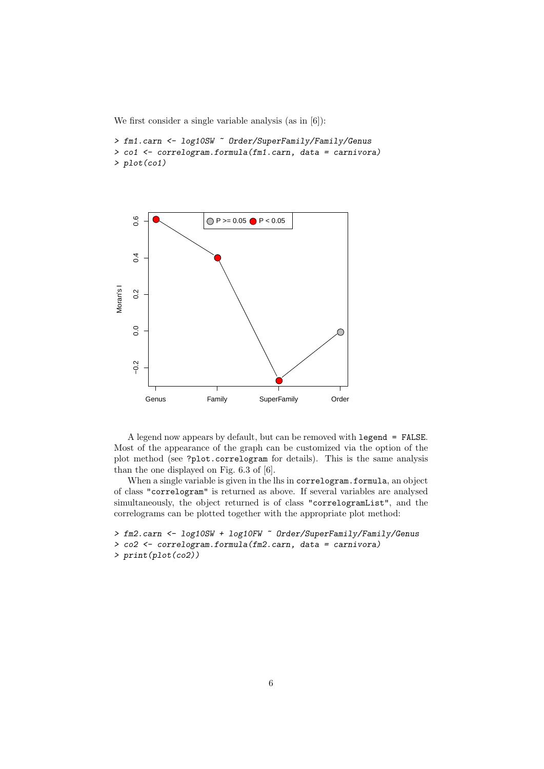We first consider a single variable analysis (as in [6]):

```
> fm1.carn <- log10SW ~ Order/SuperFamily/Family/Genus
> co1 <- correlogram.formula(fm1.carn, data = carnivora)
> plot(co1)
```

A legend now appears by default, but can be removed with `legend = FALSE`. Most of the appearance of the graph can be customized via the option of the plot method (see `?plot.correlogram` for details). This is the same analysis than the one displayed on Fig. 6.3 of [6].

When a single variable is given in the lhs in `correlogram.formula`, an object of class `"correlogram"` is returned as above. If several variables are analysed simultaneously, the object returned is of class `"correlogramList"`, and the correlograms can be plotted together with the appropriate plot method:

```
> fm2.carn <- log10SW + log10FW ~ Order/SuperFamily/Family/Genus
> co2 <- correlogram.formula(fm2.carn, data = carnivora)
> print(plot(co2))
```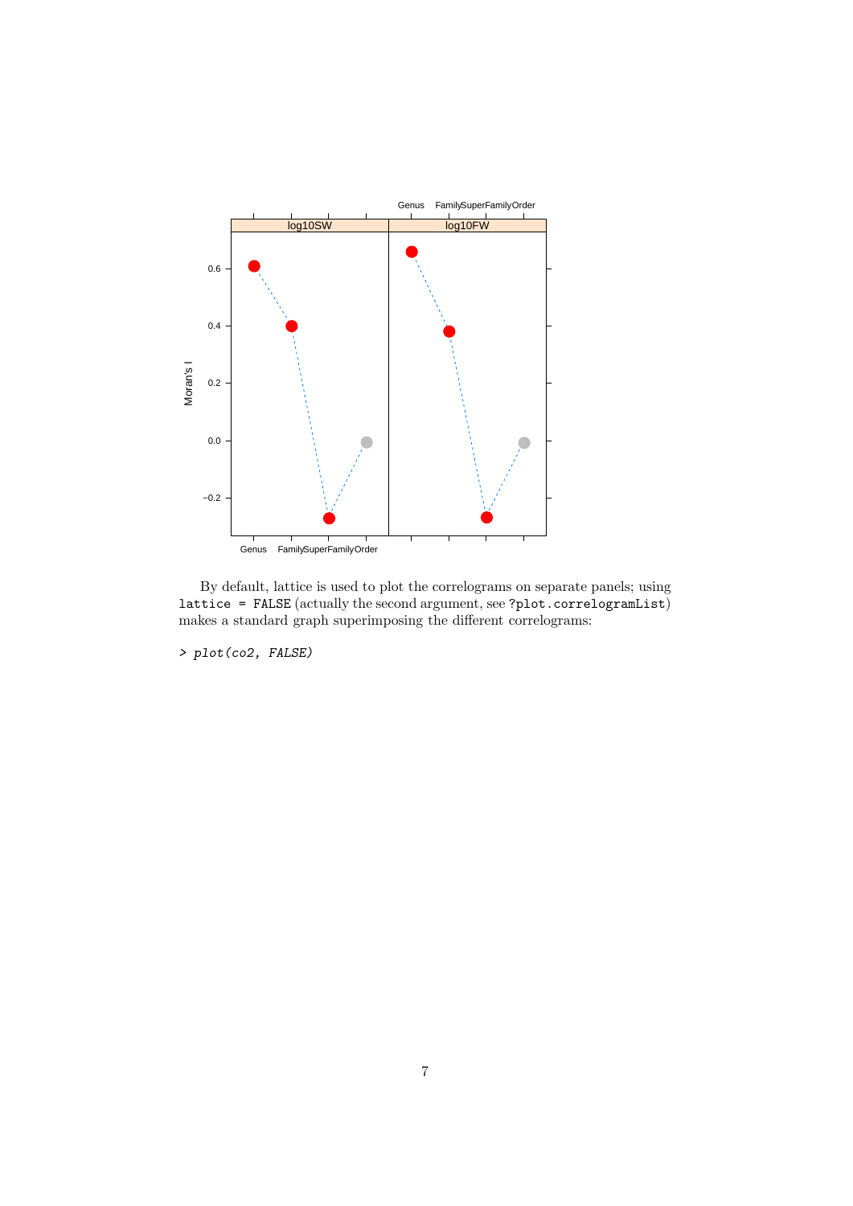By default, lattice is used to plot the correlograms on separate panels; using `lattice = FALSE` (actually the second argument, see `?plot.correlogramList`) makes a standard graph superimposing the different correlograms:

```
> plot(co2, FALSE)
```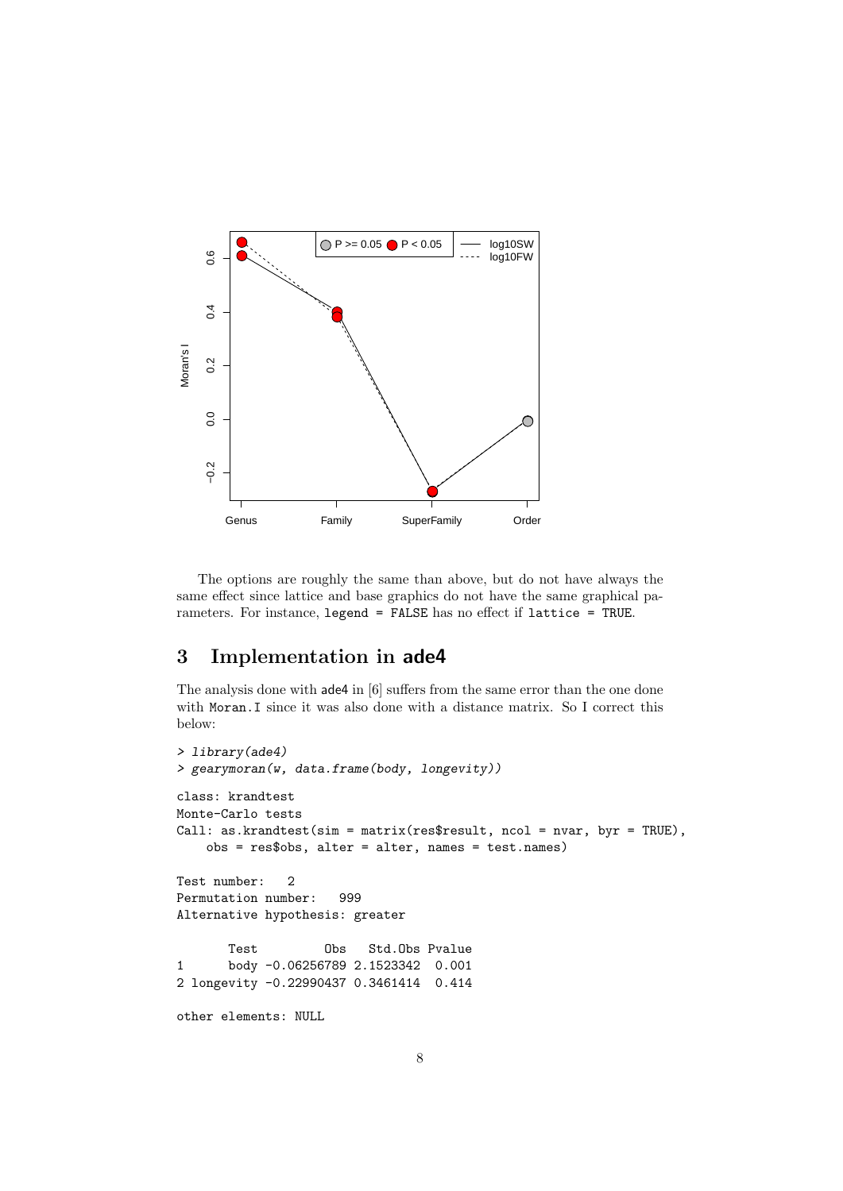The options are roughly the same than above, but do not have always the same effect since lattice and base graphics do not have the same graphical parameters. For instance, `legend = FALSE` has no effect if `lattice = TRUE`.

## 3 Implementation in ade4

The analysis done with ade4 in [6] suffers from the same error than the one done with `Moran.I` since it was also done with a distance matrix. So I correct this below:

```
> library(ade4)
> gearymoran(w, data.frame(body, longevity))

class: krandtest
Monte-Carlo tests
Call: as.krandtest(sim = matrix(res$result, ncol = nvar, byr = TRUE),
    obs = res$obs, alter = alter, names = test.names)

Test number:   2
Permutation number:   999
Alternative hypothesis: greater

       Test         Obs   Std.Obs Pvalue
1      body -0.06256789 2.1523342  0.001
2 longevity -0.22990437 0.3461414  0.414

other elements: NULL
```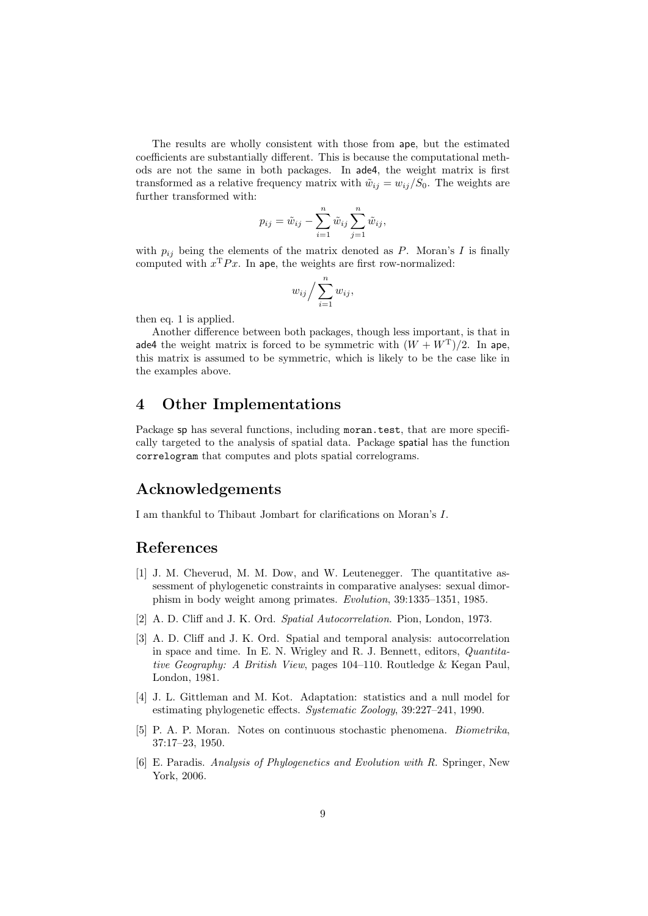The results are wholly consistent with those from ape, but the estimated coefficients are substantially different. This is because the computational methods are not the same in both packages. In ade4, the weight matrix is first transformed as a relative frequency matrix with $\tilde{w}_{ij} = w_{ij}/S_0$. The weights are further transformed with:

$$p_{ij} = \tilde{w}_{ij} - \sum_{i=1}^{n} \tilde{w}_{ij} \sum_{j=1}^{n} \tilde{w}_{ij},$$

with $p_{ij}$ being the elements of the matrix denoted as $P$. Moran's $I$ is finally computed with $x^{\mathrm{T}}Px$. In ape, the weights are first row-normalized:

$$w_{ij} \Big/ \sum_{i=1}^{n} w_{ij},$$

then eq. 1 is applied.

Another difference between both packages, though less important, is that in ade4 the weight matrix is forced to be symmetric with $(W + W^{\mathrm{T}})/2$. In ape, this matrix is assumed to be symmetric, which is likely to be the case like in the examples above.

# 4 Other Implementations

Package sp has several functions, including `moran.test`, that are more specifically targeted to the analysis of spatial data. Package spatial has the function `correlogram` that computes and plots spatial correlograms.

# Acknowledgements

I am thankful to Thibaut Jombart for clarifications on Moran's $I$.

# References

[1] J. M. Cheverud, M. M. Dow, and W. Leutenegger. The quantitative assessment of phylogenetic constraints in comparative analyses: sexual dimorphism in body weight among primates. *Evolution*, 39:1335–1351, 1985.

[2] A. D. Cliff and J. K. Ord. *Spatial Autocorrelation*. Pion, London, 1973.

[3] A. D. Cliff and J. K. Ord. Spatial and temporal analysis: autocorrelation in space and time. In E. N. Wrigley and R. J. Bennett, editors, *Quantitative Geography: A British View*, pages 104–110. Routledge & Kegan Paul, London, 1981.

[4] J. L. Gittleman and M. Kot. Adaptation: statistics and a null model for estimating phylogenetic effects. *Systematic Zoology*, 39:227–241, 1990.

[5] P. A. P. Moran. Notes on continuous stochastic phenomena. *Biometrika*, 37:17–23, 1950.

[6] E. Paradis. *Analysis of Phylogenetics and Evolution with R*. Springer, New York, 2006.